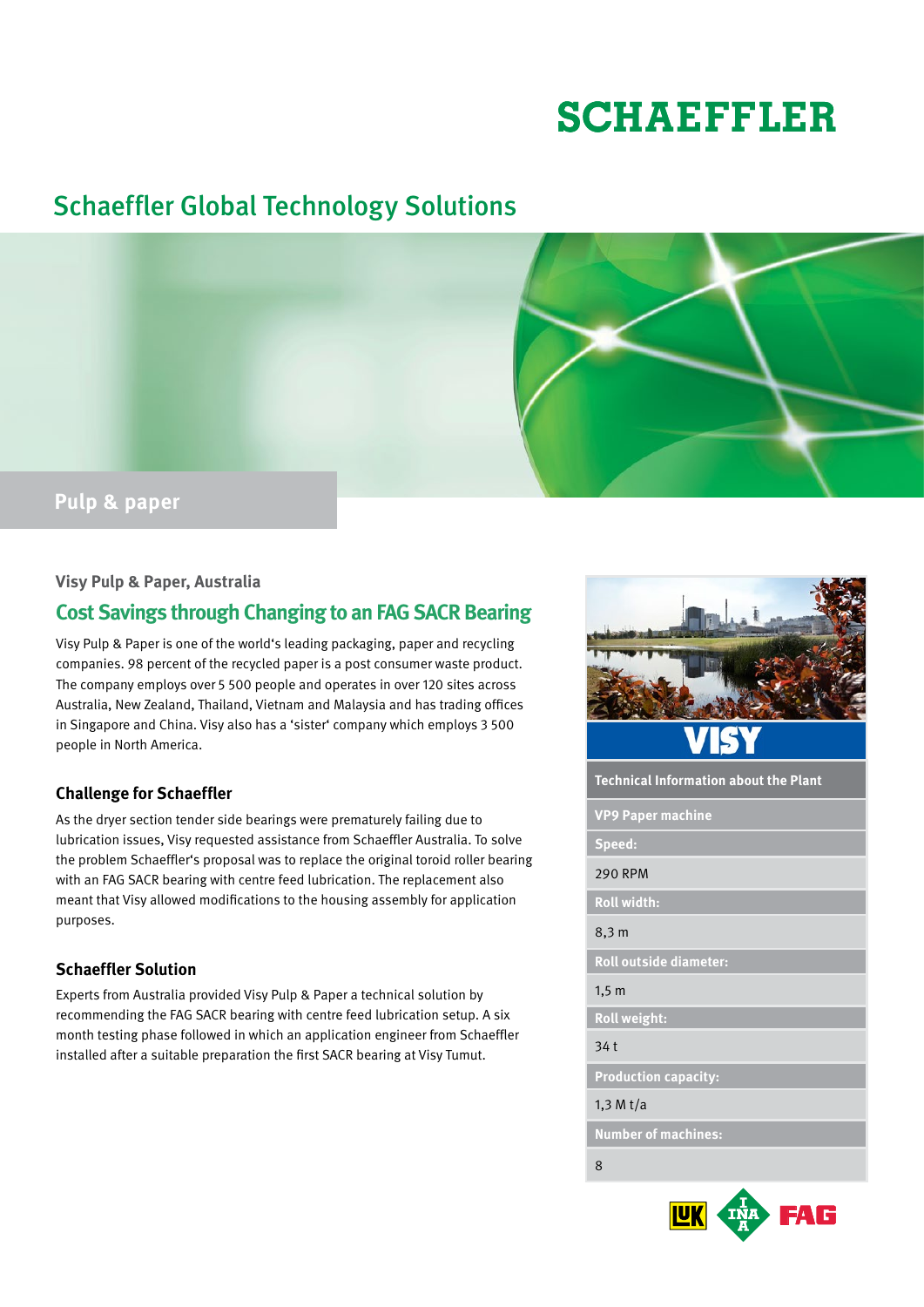SCHAEFFLER

# Schaeffler Global Technology Solutions

**Pulp & paper**

### Visy Pulp & Paper, Australia

## Cost Savings through Changing to an FAG SACR Bearing

Visy Pulp & Paper is one of the world's leading packaging, paper and recycling companies. 98 percent of the recycled paper is a post consumer waste product. The company employs over 5 500 people and operates in over 120 sites across Australia, New Zealand, Thailand, Vietnam and Malaysia and has trading offices in Singapore and China. Visy also has a 'sister' company which employs 3 500 people in North America.

### Challenge for Schaeffler

As the dryer section tender side bearings were prematurely failing due to lubrication issues, Visy requested assistance from Schaeffler Australia. To solve the problem Schaeffler's proposal was to replace the original toroid roller bearing with an FAG SACR bearing with centre feed lubrication. The replacement also meant that Visy allowed modifications to the housing assembly for application purposes.

### Schaeffler Solution

Experts from Australia provided Visy Pulp & Paper a technical solution by recommending the FAG SACR bearing with centre feed lubrication setup. A six month testing phase followed in which an application engineer from Schaeffler installed after a suitable preparation the first SACR bearing at Visy Tumut.

VISY

| Technical Information about the Plant |
|---|
| **VP9 Paper machine** |
| **Speed:** |
| 290 RPM |
| **Roll width:** |
| 8,3 m |
| **Roll outside diameter:** |
| 1,5 m |
| **Roll weight:** |
| 34 t |
| **Production capacity:** |
| 1,3 M t/a |
| **Number of machines:** |
| 8 |

LuK INA FAG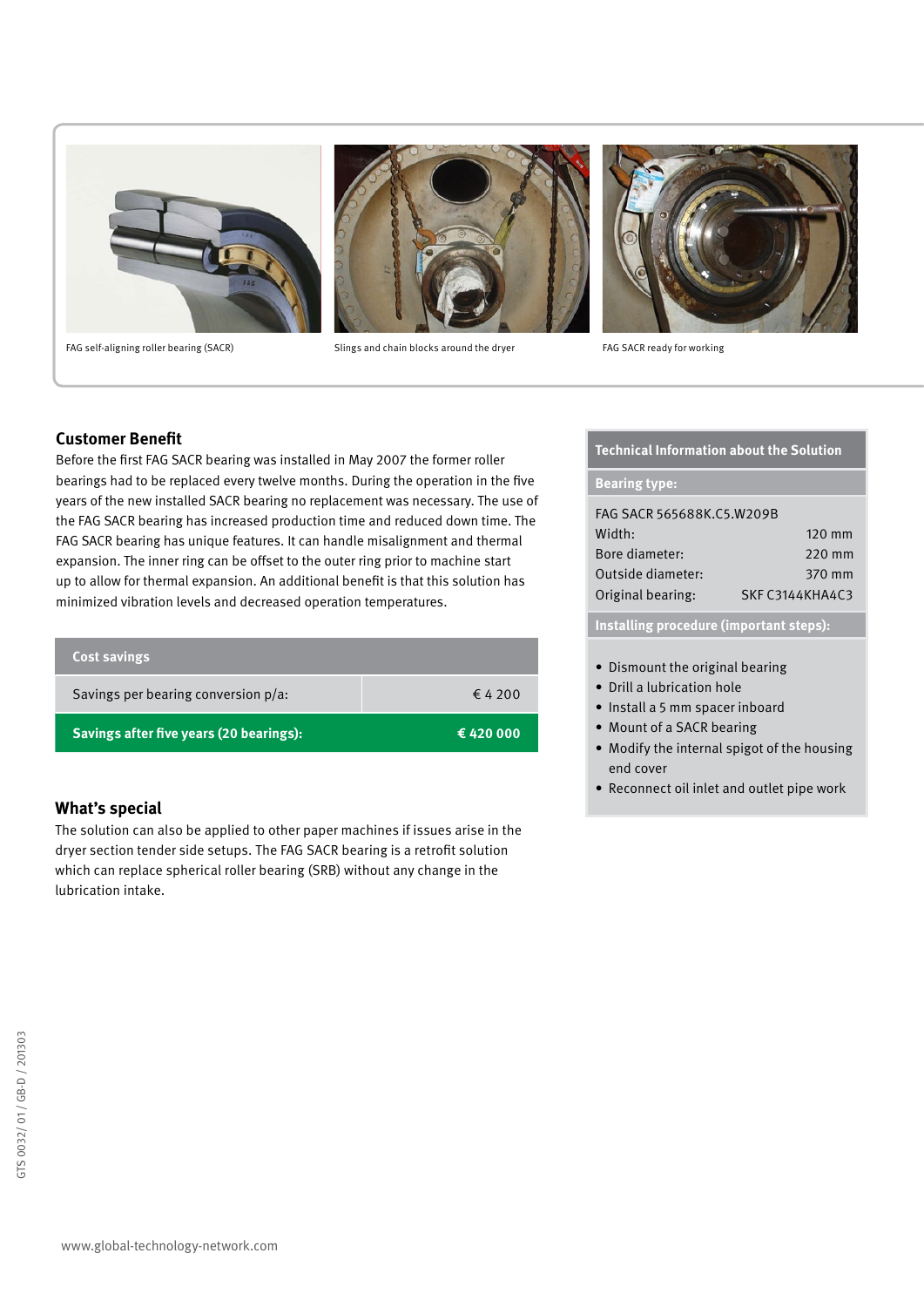FAG self-aligning roller bearing (SACR)

Slings and chain blocks around the dryer

FAG SACR ready for working

## Customer Benefit

Before the first FAG SACR bearing was installed in May 2007 the former roller bearings had to be replaced every twelve months. During the operation in the five years of the new installed SACR bearing no replacement was necessary. The use of the FAG SACR bearing has increased production time and reduced down time. The FAG SACR bearing has unique features. It can handle misalignment and thermal expansion. The inner ring can be offset to the outer ring prior to machine start up to allow for thermal expansion. An additional benefit is that this solution has minimized vibration levels and decreased operation temperatures.

| Cost savings | |
|---|---|
| Savings per bearing conversion p/a: | € 4 200 |
| **Savings after five years (20 bearings):** | **€ 420 000** |

## What's special

The solution can also be applied to other paper machines if issues arise in the dryer section tender side setups. The FAG SACR bearing is a retrofit solution which can replace spherical roller bearing (SRB) without any change in the lubrication intake.

## Technical Information about the Solution

### Bearing type:

| | |
|---|---|
| FAG SACR 565688K.C5.W209B | |
| Width: | 120 mm |
| Bore diameter: | 220 mm |
| Outside diameter: | 370 mm |
| Original bearing: | SKF C3144KHA4C3 |

### Installing procedure (important steps):

- Dismount the original bearing
- Drill a lubrication hole
- Install a 5 mm spacer inboard
- Mount of a SACR bearing
- Modify the internal spigot of the housing end cover
- Reconnect oil inlet and outlet pipe work

GTS 0032/ 01 / GB-D / 201303

www.global-technology-network.com